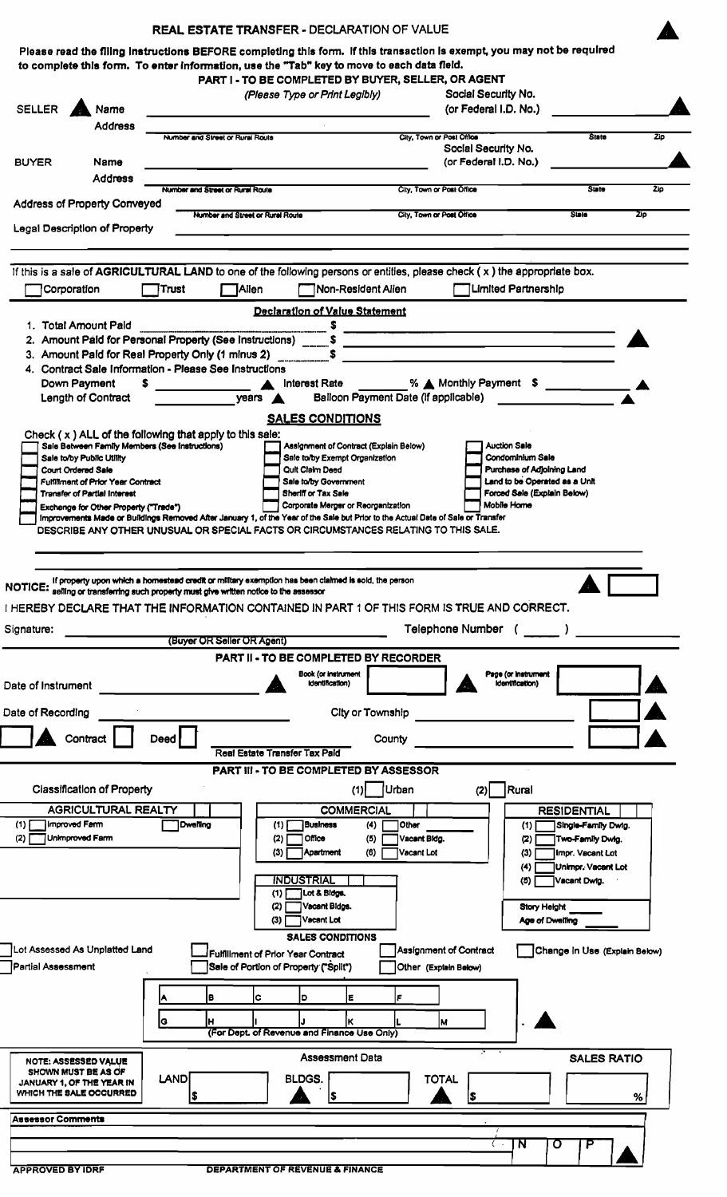# REAL ESTATE TRANSFER - DECLARATION OF VALUE

**Please read the filing instructions BEFORE completing this form. If this transaction is exempt, you may not be required to complete this form. To enter information, use the "Tab" key to move to each data field.**

## PART I - TO BE COMPLETED BY BUYER, SELLER, OR AGENT

(Please Type or Print Legibly)

**SELLER** Name ______________________ Social Security No. (or Federal I.D. No.) ______________

Address ______________________
Number and Street or Rural Route | City, Town or Post Office | State | Zip

**BUYER** Name ______________________ Social Security No. (or Federal I.D. No.) ______________

Address ______________________
Number and Street or Rural Route | City, Town or Post Office | State | Zip

Address of Property Conveyed ______________________
Number and Street or Rural Route | City, Town or Post Office | State | Zip

Legal Description of Property ______________________

If this is a sale of **AGRICULTURAL LAND** to one of the following persons or entities, please check ( x ) the appropriate box.

- [ ] Corporation
- [ ] Trust
- [ ] Alien
- [ ] Non-Resident Alien
- [ ] Limited Partnership

### Declaration of Value Statement

1. Total Amount Paid ______________ $ ______________
2. Amount Paid for Personal Property (See Instructions) ______ $ ______________
3. Amount Paid for Real Property Only (1 minus 2) ______ $ ______________
4. Contract Sale Information - Please See Instructions

Down Payment $ ______________ Interest Rate ______ % Monthly Payment $ ______________

Length of Contract ______ years Balloon Payment Date (if applicable) ______________

### SALES CONDITIONS

Check ( x ) ALL of the following that apply to this sale:

- [ ] Sale Between Family Members (See Instructions)
- [ ] Sale to/by Public Utility
- [ ] Court Ordered Sale
- [ ] Fulfillment of Prior Year Contract
- [ ] Transfer of Partial Interest
- [ ] Exchange for Other Property ("Trade")
- [ ] Assignment of Contract (Explain Below)
- [ ] Sale to/by Exempt Organization
- [ ] Quit Claim Deed
- [ ] Sale to/by Government
- [ ] Sheriff or Tax Sale
- [ ] Corporate Merger or Reorganization
- [ ] Auction Sale
- [ ] Condominium Sale
- [ ] Purchase of Adjoining Land
- [ ] Land to be Operated as a Unit
- [ ] Forced Sale (Explain Below)
- [ ] Mobile Home
- [ ] Improvements Made or Buildings Removed After January 1, of the Year of the Sale but Prior to the Actual Date of Sale or Transfer

DESCRIBE ANY OTHER UNUSUAL OR SPECIAL FACTS OR CIRCUMSTANCES RELATING TO THIS SALE.

______________________

**NOTICE:** If property upon which a homestead credit or military exemption has been claimed is sold, the person selling or transferring such property must give written notice to the assessor

I HEREBY DECLARE THAT THE INFORMATION CONTAINED IN PART 1 OF THIS FORM IS TRUE AND CORRECT.

Signature: ______________________ Telephone Number ( ______ ) ______________
(Buyer OR Seller OR Agent)

## PART II - TO BE COMPLETED BY RECORDER

Date of Instrument ______________ Book (or Instrument Identification) ______ Page (or Instrument Identification) ______

Date of Recording ______________ City or Township ______________

Contract [ ] Deed [ ] County ______________

Real Estate Transfer Tax Paid ______________

## PART III - TO BE COMPLETED BY ASSESSOR

Classification of Property (1) [ ] Urban (2) [ ] Rural

**AGRICULTURAL REALTY**
- (1) [ ] Improved Farm
- (2) [ ] Unimproved Farm
- [ ] Dwelling

**COMMERCIAL**
- (1) [ ] Business
- (2) [ ] Office
- (3) [ ] Apartment
- (4) [ ] Other
- (5) [ ] Vacant Bldg.
- (6) [ ] Vacant Lot

**INDUSTRIAL**
- (1) [ ] Lot & Bldgs.
- (2) [ ] Vacant Bldgs.
- (3) [ ] Vacant Lot

**RESIDENTIAL**
- (1) [ ] Single-Family Dwlg.
- (2) [ ] Two-Family Dwlg.
- (3) [ ] Impr. Vacant Lot
- (4) [ ] Unimpr. Vacant Lot
- (5) [ ] Vacant Dwlg.

Story Height ______
Age of Dwelling ______

### SALES CONDITIONS

- [ ] Lot Assessed As Unplatted Land
- [ ] Partial Assessment
- [ ] Fulfillment of Prior Year Contract
- [ ] Sale of Portion of Property ("Split")
- [ ] Assignment of Contract
- [ ] Other (Explain Below)
- [ ] Change in Use (Explain Below)

| A | B | C | D | E | F | |
|---|---|---|---|---|---|---|
| G | H | I | J | K | L | M |

(For Dept. of Revenue and Finance Use Only)

**NOTE: ASSESSED VALUE SHOWN MUST BE AS OF JANUARY 1, OF THE YEAR IN WHICH THE SALE OCCURRED**

Assessment Data

| LAND | BLDGS. | TOTAL | SALES RATIO |
|---|---|---|---|
| $ | $ | $ | % |

**Assessor Comments**

______________________

N O P

APPROVED BY IDRF DEPARTMENT OF REVENUE & FINANCE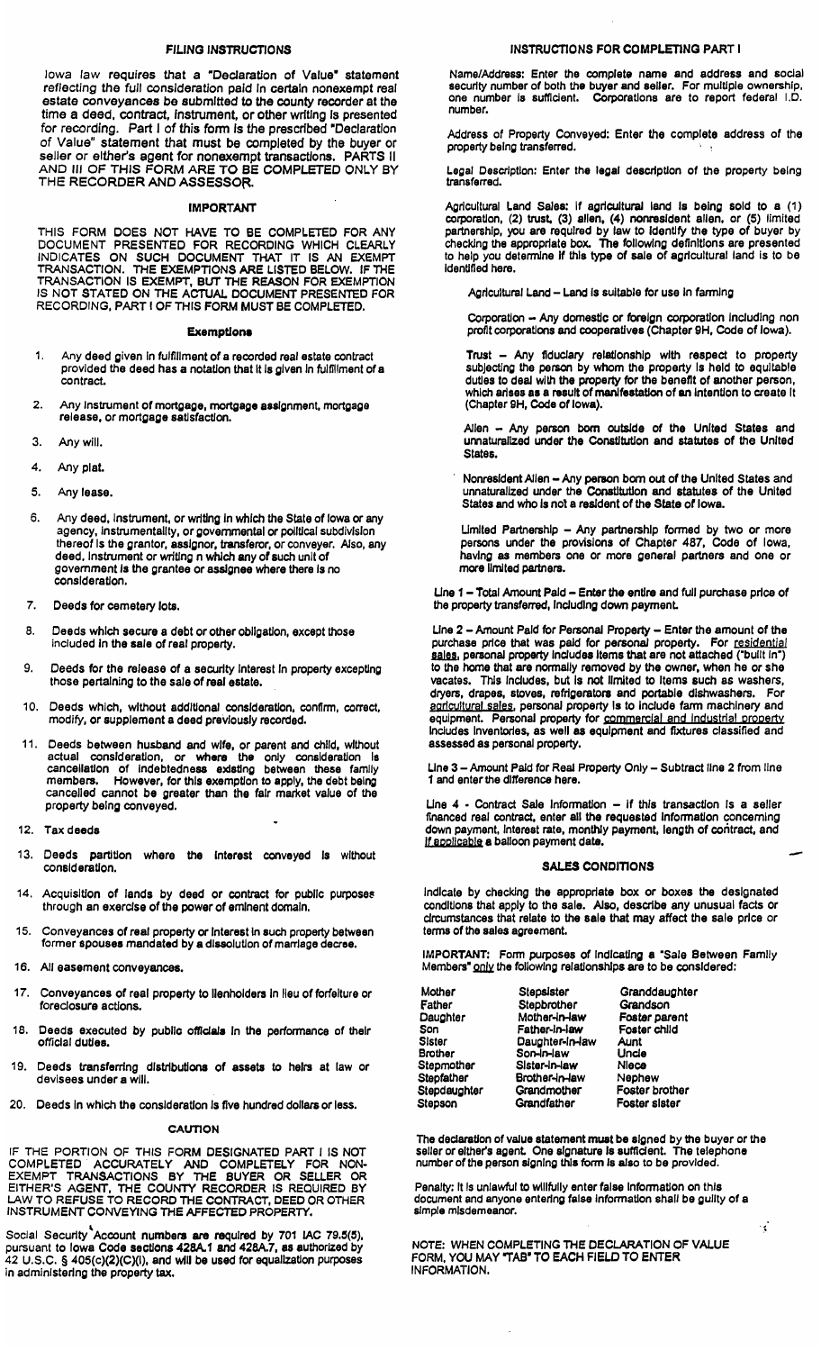## FILING INSTRUCTIONS

Iowa law requires that a "Declaration of Value" statement reflecting the full consideration paid in certain nonexempt real estate conveyances be submitted to the county recorder at the time a deed, contract, instrument, or other writing is presented for recording. Part I of this form is the prescribed "Declaration of Value" statement that must be completed by the buyer or seller or either's agent for nonexempt transactions. PARTS II AND III OF THIS FORM ARE TO BE COMPLETED ONLY BY THE RECORDER AND ASSESSOR.

### IMPORTANT

THIS FORM DOES NOT HAVE TO BE COMPLETED FOR ANY DOCUMENT PRESENTED FOR RECORDING WHICH CLEARLY INDICATES ON SUCH DOCUMENT THAT IT IS AN EXEMPT TRANSACTION. THE EXEMPTIONS ARE LISTED BELOW. IF THE TRANSACTION IS EXEMPT, BUT THE REASON FOR EXEMPTION IS NOT STATED ON THE ACTUAL DOCUMENT PRESENTED FOR RECORDING, PART I OF THIS FORM MUST BE COMPLETED.

### Exemptions

1. Any deed given in fulfillment of a recorded real estate contract provided the deed has a notation that it is given in fulfillment of a contract.
2. Any instrument of mortgage, mortgage assignment, mortgage release, or mortgage satisfaction.
3. Any will.
4. Any plat.
5. Any lease.
6. Any deed, instrument, or writing in which the State of Iowa or any agency, instrumentality, or governmental or political subdivision thereof is the grantor, assignor, transferor, or conveyer. Also, any deed, instrument or writing n which any of such unit of government is the grantee or assignee where there is no consideration.
7. Deeds for cemetery lots.
8. Deeds which secure a debt or other obligation, except those included in the sale of real property.
9. Deeds for the release of a security interest in property excepting those pertaining to the sale of real estate.
10. Deeds which, without additional consideration, confirm, correct, modify, or supplement a deed previously recorded.
11. Deeds between husband and wife, or parent and child, without actual consideration, or where the only consideration is cancellation of indebtedness existing between these family members. However, for this exemption to apply, the debt being cancelled cannot be greater than the fair market value of the property being conveyed.
12. Tax deeds
13. Deeds partition where the interest conveyed is without consideration.
14. Acquisition of lands by deed or contract for public purposes through an exercise of the power of eminent domain.
15. Conveyances of real property or interest in such property between former spouses mandated by a dissolution of marriage decree.
16. All easement conveyances.
17. Conveyances of real property to lienholders in lieu of forfeiture or foreclosure actions.
18. Deeds executed by public officials in the performance of their official duties.
19. Deeds transferring distributions of assets to heirs at law or devisees under a will.
20. Deeds in which the consideration is five hundred dollars or less.

### CAUTION

IF THE PORTION OF THIS FORM DESIGNATED PART I IS NOT COMPLETED ACCURATELY AND COMPLETELY FOR NON-EXEMPT TRANSACTIONS BY THE BUYER OR SELLER OR EITHER'S AGENT, THE COUNTY RECORDER IS REQUIRED BY LAW TO REFUSE TO RECORD THE CONTRACT, DEED OR OTHER INSTRUMENT CONVEYING THE AFFECTED PROPERTY.

Social Security Account numbers are required by 701 IAC 79.5(5), pursuant to Iowa Code sections 428A.1 and 428A.7, as authorized by 42 U.S.C. § 405(c)(2)(C)(i), and will be used for equalization purposes in administering the property tax.

## INSTRUCTIONS FOR COMPLETING PART I

Name/Address: Enter the complete name and address and social security number of both the buyer and seller. For multiple ownership, one number is sufficient. Corporations are to report federal I.D. number.

Address of Property Conveyed: Enter the complete address of the property being transferred.

Legal Description: Enter the legal description of the property being transferred.

Agricultural Land Sales: If agricultural land is being sold to a (1) corporation, (2) trust, (3) alien, (4) nonresident alien, or (5) limited partnership, you are required by law to identify the type of buyer by checking the appropriate box. **The following definitions are presented to help you determine if this type of sale of agricultural land is to be identified here.**

Agricultural Land – Land is suitable for use in farming

Corporation – Any domestic or foreign corporation including non profit corporations and cooperatives (Chapter 9H, Code of Iowa).

Trust – Any fiduciary relationship with respect to property subjecting the person by whom the property is held to equitable duties to deal with the property for the benefit of another person, which arises as a result of manifestation of an intention to create it (Chapter 9H, Code of Iowa).

Alien – Any person born outside of the United States and unnaturalized under the Constitution and statutes of the United States.

Nonresident Alien – Any person born out of the United States and unnaturalized under the Constitution and statutes of the United States and who is not a resident of the State of Iowa.

Limited Partnership – Any partnership formed by two or more persons under the provisions of Chapter 487, Code of Iowa, having as members one or more general partners and one or more limited partners.

**Line 1 – Total Amount Paid – Enter the entire and full purchase price of the property transferred, including down payment.**

Line 2 – Amount Paid for Personal Property – Enter the amount of the purchase price that was paid for personal property. For residential sales, personal property includes items that are not attached ("built in") to the home that are normally removed by the owner, when he or she vacates. This includes, but is not limited to items such as washers, dryers, drapes, stoves, refrigerators and portable dishwashers. For agricultural sales, personal property is to include farm machinery and equipment. Personal property for commercial and industrial property includes inventories, as well as equipment and fixtures classified and assessed as personal property.

Line 3 – Amount Paid for Real Property Only – Subtract line 2 from line 1 and enter the difference here.

Line 4 - Contract Sale Information – If this transaction is a seller financed real contract, enter all the requested information concerning down payment, interest rate, monthly payment, length of contract, and if applicable a balloon payment date.

### SALES CONDITIONS

Indicate by checking the appropriate box or boxes the designated conditions that apply to the sale. Also, describe any unusual facts or circumstances that relate to the sale that may affect the sale price or terms of the sales agreement.

IMPORTANT: Form purposes of indicating a "Sale Between Family Members" only the following relationships are to be considered:

| | | |
|---|---|---|
| Mother | Stepsister | Granddaughter |
| Father | Stepbrother | Grandson |
| Daughter | Mother-in-law | Foster parent |
| Son | Father-in-law | Foster child |
| Sister | Daughter-in-law | Aunt |
| Brother | Son-in-law | Uncle |
| Stepmother | Sister-in-law | Niece |
| Stepfather | Brother-in-law | Nephew |
| Stepdaughter | Grandmother | Foster brother |
| Stepson | Grandfather | Foster sister |

The declaration of value statement must be signed by the buyer or the seller or either's agent. One signature is sufficient. The telephone number of the person signing this form is also to be provided.

Penalty: It is unlawful to willfully enter false information on this document and anyone entering false information shall be guilty of a simple misdemeanor.

NOTE: WHEN COMPLETING THE DECLARATION OF VALUE FORM, YOU MAY "TAB" TO EACH FIELD TO ENTER INFORMATION.